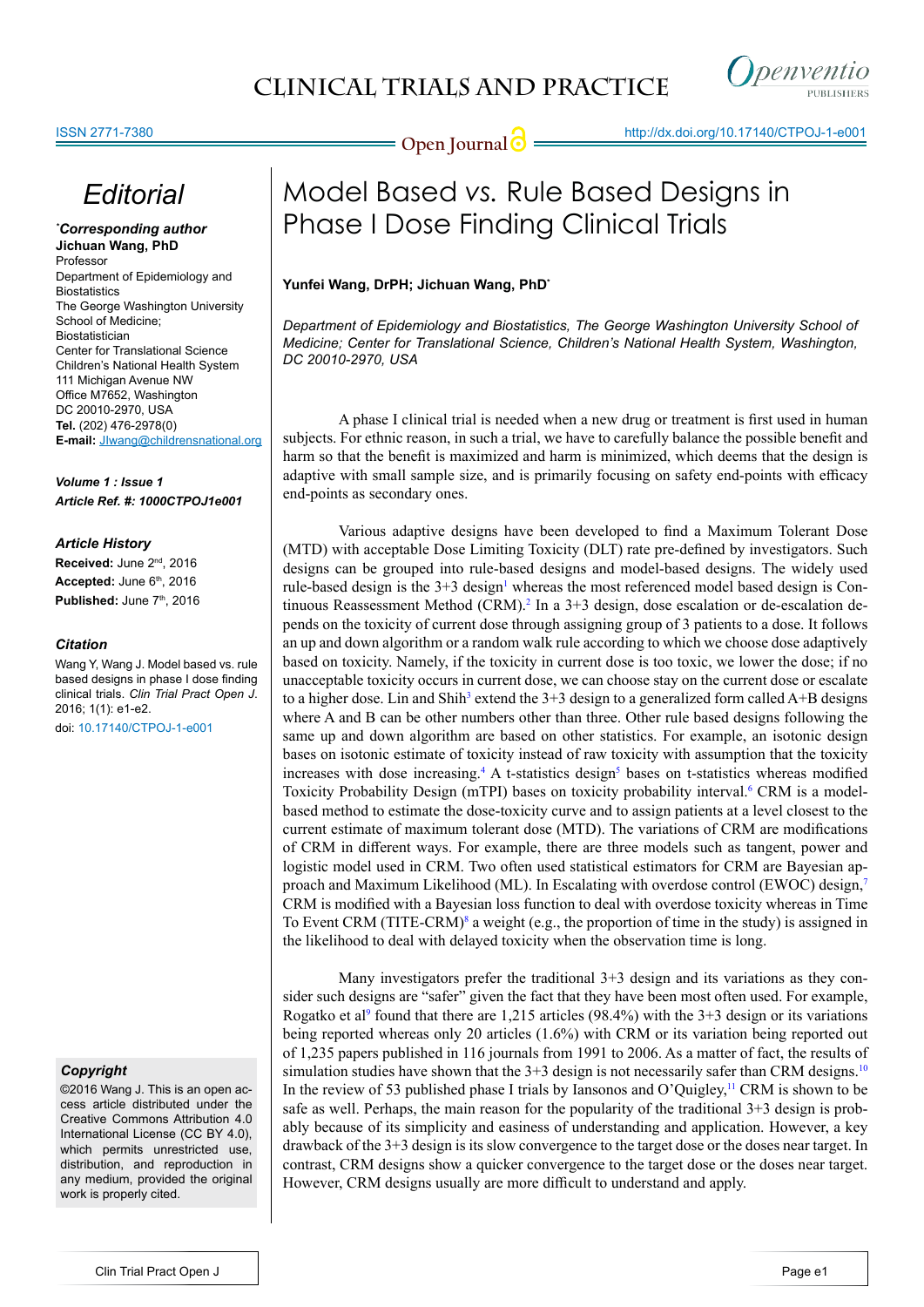# Editorial

***Corresponding author**
**Jichuan Wang, PhD**
Professor
Department of Epidemiology and Biostatistics
The George Washington University School of Medicine;
Biostatistician
Center for Translational Science
Children's National Health System
111 Michigan Avenue NW
Office M7652, Washington
DC 20010-2970, USA
**Tel.** (202) 476-2978(0)
**E-mail:** Jlwang@childrensnational.org

***Volume 1 : Issue 1***
***Article Ref. #: 1000CTPOJ1e001***

### Article History

**Received:** June 2nd, 2016
**Accepted:** June 6th, 2016
**Published:** June 7th, 2016

### Citation

Wang Y, Wang J. Model based vs. rule based designs in phase I dose finding clinical trials. *Clin Trial Pract Open J*. 2016; 1(1): e1-e2.
doi: 10.17140/CTPOJ-1-e001

### Copyright

©2016 Wang J. This is an open access article distributed under the Creative Commons Attribution 4.0 International License (CC BY 4.0), which permits unrestricted use, distribution, and reproduction in any medium, provided the original work is properly cited.

# Model Based vs. Rule Based Designs in Phase I Dose Finding Clinical Trials

**Yunfei Wang, DrPH; Jichuan Wang, PhD***

*Department of Epidemiology and Biostatistics, The George Washington University School of Medicine; Center for Translational Science, Children's National Health System, Washington, DC 20010-2970, USA*

A phase I clinical trial is needed when a new drug or treatment is first used in human subjects. For ethnic reason, in such a trial, we have to carefully balance the possible benefit and harm so that the benefit is maximized and harm is minimized, which deems that the design is adaptive with small sample size, and is primarily focusing on safety end-points with efficacy end-points as secondary ones.

Various adaptive designs have been developed to find a Maximum Tolerant Dose (MTD) with acceptable Dose Limiting Toxicity (DLT) rate pre-defined by investigators. Such designs can be grouped into rule-based designs and model-based designs. The widely used rule-based design is the 3+3 design[1] whereas the most referenced model based design is Continuous Reassessment Method (CRM).[2] In a 3+3 design, dose escalation or de-escalation depends on the toxicity of current dose through assigning group of 3 patients to a dose. It follows an up and down algorithm or a random walk rule according to which we choose dose adaptively based on toxicity. Namely, if the toxicity in current dose is too toxic, we lower the dose; if no unacceptable toxicity occurs in current dose, we can choose stay on the current dose or escalate to a higher dose. Lin and Shih[3] extend the 3+3 design to a generalized form called A+B designs where A and B can be other numbers other than three. Other rule based designs following the same up and down algorithm are based on other statistics. For example, an isotonic design bases on isotonic estimate of toxicity instead of raw toxicity with assumption that the toxicity increases with dose increasing.[4] A t-statistics design[5] bases on t-statistics whereas modified Toxicity Probability Design (mTPI) bases on toxicity probability interval.[6] CRM is a model-based method to estimate the dose-toxicity curve and to assign patients at a level closest to the current estimate of maximum tolerant dose (MTD). The variations of CRM are modifications of CRM in different ways. For example, there are three models such as tangent, power and logistic model used in CRM. Two often used statistical estimators for CRM are Bayesian approach and Maximum Likelihood (ML). In Escalating with overdose control (EWOC) design,[7] CRM is modified with a Bayesian loss function to deal with overdose toxicity whereas in Time To Event CRM (TITE-CRM)[8] a weight (e.g., the proportion of time in the study) is assigned in the likelihood to deal with delayed toxicity when the observation time is long.

Many investigators prefer the traditional 3+3 design and its variations as they consider such designs are "safer" given the fact that they have been most often used. For example, Rogatko et al[9] found that there are 1,215 articles (98.4%) with the 3+3 design or its variations being reported whereas only 20 articles (1.6%) with CRM or its variation being reported out of 1,235 papers published in 116 journals from 1991 to 2006. As a matter of fact, the results of simulation studies have shown that the 3+3 design is not necessarily safer than CRM designs.[10] In the review of 53 published phase I trials by Iansonos and O'Quigley,[11] CRM is shown to be safe as well. Perhaps, the main reason for the popularity of the traditional 3+3 design is probably because of its simplicity and easiness of understanding and application. However, a key drawback of the 3+3 design is its slow convergence to the target dose or the doses near target. In contrast, CRM designs show a quicker convergence to the target dose or the doses near target. However, CRM designs usually are more difficult to understand and apply.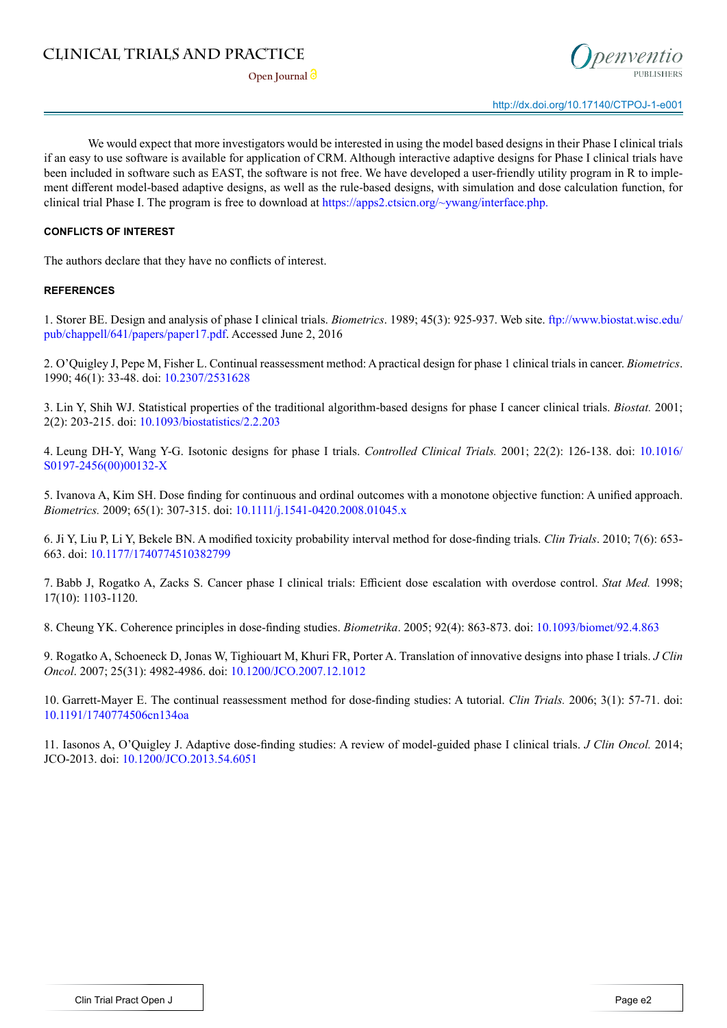We would expect that more investigators would be interested in using the model based designs in their Phase I clinical trials if an easy to use software is available for application of CRM. Although interactive adaptive designs for Phase I clinical trials have been included in software such as EAST, the software is not free. We have developed a user-friendly utility program in R to implement different model-based adaptive designs, as well as the rule-based designs, with simulation and dose calculation function, for clinical trial Phase I. The program is free to download at https://apps2.ctsicn.org/~ywang/interface.php.

## CONFLICTS OF INTEREST

The authors declare that they have no conflicts of interest.

## REFERENCES

1. Storer BE. Design and analysis of phase I clinical trials. *Biometrics*. 1989; 45(3): 925-937. Web site. ftp://www.biostat.wisc.edu/pub/chappell/641/papers/paper17.pdf. Accessed June 2, 2016

2. O'Quigley J, Pepe M, Fisher L. Continual reassessment method: A practical design for phase 1 clinical trials in cancer. *Biometrics*. 1990; 46(1): 33-48. doi: 10.2307/2531628

3. Lin Y, Shih WJ. Statistical properties of the traditional algorithm-based designs for phase I cancer clinical trials. *Biostat.* 2001; 2(2): 203-215. doi: 10.1093/biostatistics/2.2.203

4. Leung DH-Y, Wang Y-G. Isotonic designs for phase I trials. *Controlled Clinical Trials.* 2001; 22(2): 126-138. doi: 10.1016/S0197-2456(00)00132-X

5. Ivanova A, Kim SH. Dose finding for continuous and ordinal outcomes with a monotone objective function: A unified approach. *Biometrics.* 2009; 65(1): 307-315. doi: 10.1111/j.1541-0420.2008.01045.x

6. Ji Y, Liu P, Li Y, Bekele BN. A modified toxicity probability interval method for dose-finding trials. *Clin Trials*. 2010; 7(6): 653-663. doi: 10.1177/1740774510382799

7. Babb J, Rogatko A, Zacks S. Cancer phase I clinical trials: Efficient dose escalation with overdose control. *Stat Med.* 1998; 17(10): 1103-1120.

8. Cheung YK. Coherence principles in dose-finding studies. *Biometrika*. 2005; 92(4): 863-873. doi: 10.1093/biomet/92.4.863

9. Rogatko A, Schoeneck D, Jonas W, Tighiouart M, Khuri FR, Porter A. Translation of innovative designs into phase I trials. *J Clin Oncol*. 2007; 25(31): 4982-4986. doi: 10.1200/JCO.2007.12.1012

10. Garrett-Mayer E. The continual reassessment method for dose-finding studies: A tutorial. *Clin Trials.* 2006; 3(1): 57-71. doi: 10.1191/1740774506cn134oa

11. Iasonos A, O'Quigley J. Adaptive dose-finding studies: A review of model-guided phase I clinical trials. *J Clin Oncol.* 2014; JCO-2013. doi: 10.1200/JCO.2013.54.6051